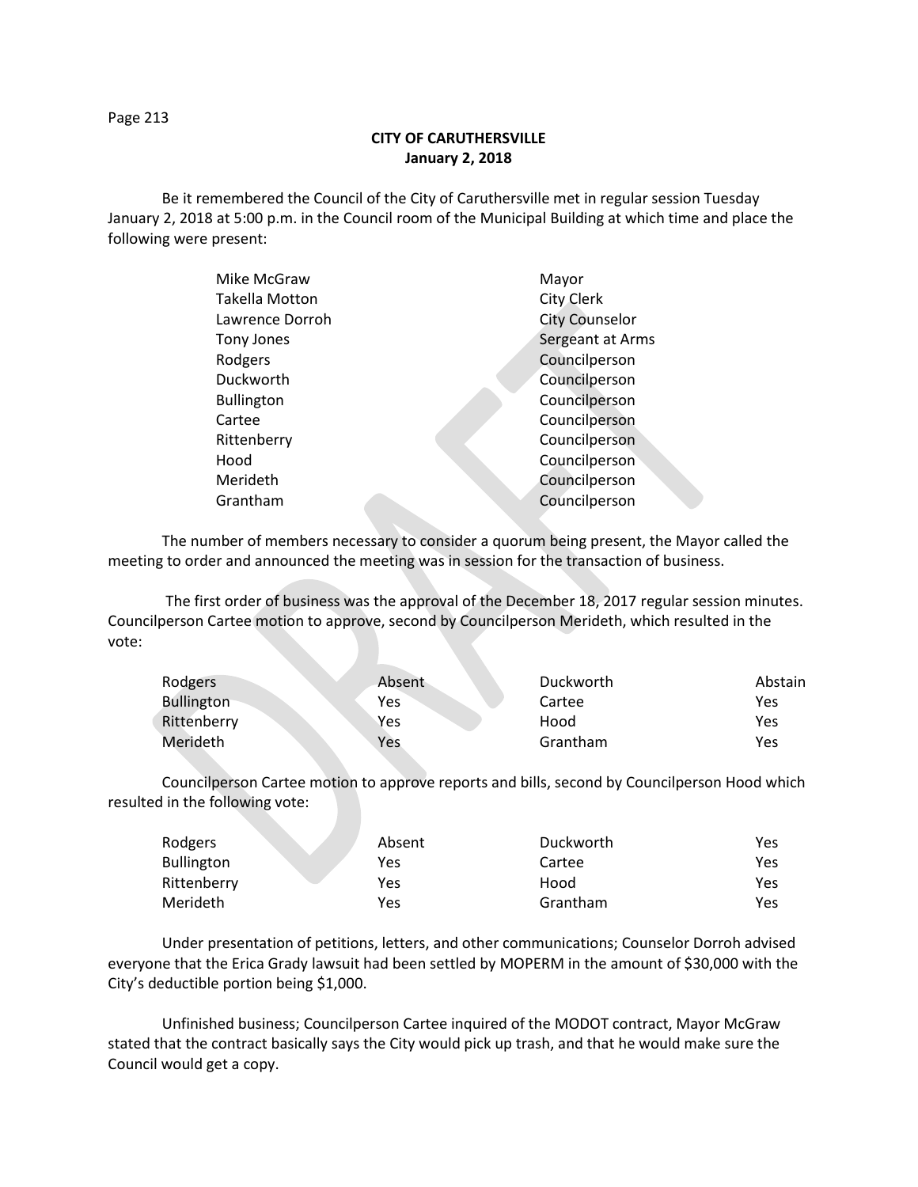# CITY OF CARUTHERSVILLE
## January 2, 2018

Be it remembered the Council of the City of Caruthersville met in regular session Tuesday January 2, 2018 at 5:00 p.m. in the Council room of the Municipal Building at which time and place the following were present:

| | |
|---|---|
| Mike McGraw | Mayor |
| Takella Motton | City Clerk |
| Lawrence Dorroh | City Counselor |
| Tony Jones | Sergeant at Arms |
| Rodgers | Councilperson |
| Duckworth | Councilperson |
| Bullington | Councilperson |
| Cartee | Councilperson |
| Rittenberry | Councilperson |
| Hood | Councilperson |
| Merideth | Councilperson |
| Grantham | Councilperson |

The number of members necessary to consider a quorum being present, the Mayor called the meeting to order and announced the meeting was in session for the transaction of business.

The first order of business was the approval of the December 18, 2017 regular session minutes. Councilperson Cartee motion to approve, second by Councilperson Merideth, which resulted in the vote:

| | | | |
|---|---|---|---|
| Rodgers | Absent | Duckworth | Abstain |
| Bullington | Yes | Cartee | Yes |
| Rittenberry | Yes | Hood | Yes |
| Merideth | Yes | Grantham | Yes |

Councilperson Cartee motion to approve reports and bills, second by Councilperson Hood which resulted in the following vote:

| | | | |
|---|---|---|---|
| Rodgers | Absent | Duckworth | Yes |
| Bullington | Yes | Cartee | Yes |
| Rittenberry | Yes | Hood | Yes |
| Merideth | Yes | Grantham | Yes |

Under presentation of petitions, letters, and other communications; Counselor Dorroh advised everyone that the Erica Grady lawsuit had been settled by MOPERM in the amount of $30,000 with the City's deductible portion being $1,000.

Unfinished business; Councilperson Cartee inquired of the MODOT contract, Mayor McGraw stated that the contract basically says the City would pick up trash, and that he would make sure the Council would get a copy.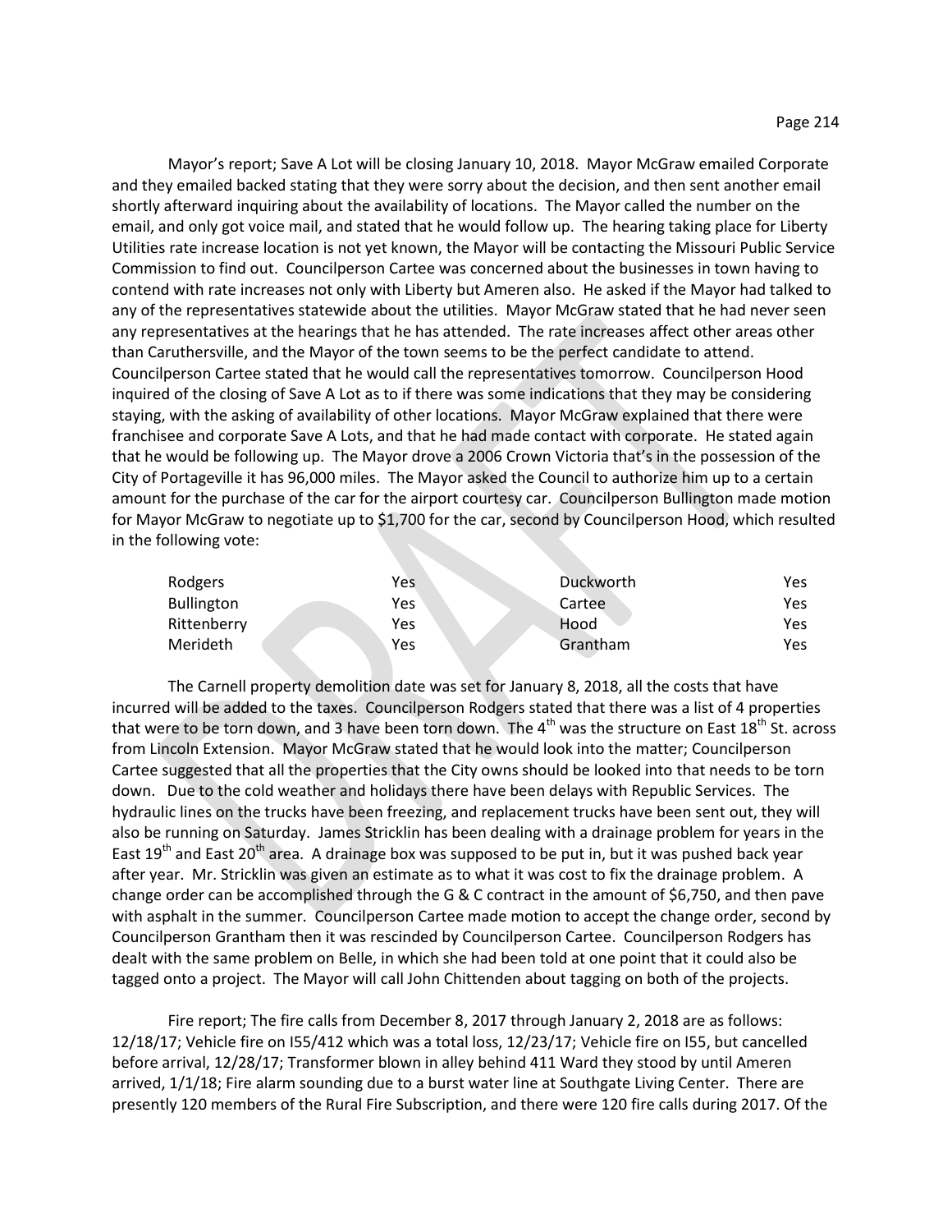Mayor's report; Save A Lot will be closing January 10, 2018. Mayor McGraw emailed Corporate and they emailed backed stating that they were sorry about the decision, and then sent another email shortly afterward inquiring about the availability of locations. The Mayor called the number on the email, and only got voice mail, and stated that he would follow up. The hearing taking place for Liberty Utilities rate increase location is not yet known, the Mayor will be contacting the Missouri Public Service Commission to find out. Councilperson Cartee was concerned about the businesses in town having to contend with rate increases not only with Liberty but Ameren also. He asked if the Mayor had talked to any of the representatives statewide about the utilities. Mayor McGraw stated that he had never seen any representatives at the hearings that he has attended. The rate increases affect other areas other than Caruthersville, and the Mayor of the town seems to be the perfect candidate to attend. Councilperson Cartee stated that he would call the representatives tomorrow. Councilperson Hood inquired of the closing of Save A Lot as to if there was some indications that they may be considering staying, with the asking of availability of other locations. Mayor McGraw explained that there were franchisee and corporate Save A Lots, and that he had made contact with corporate. He stated again that he would be following up. The Mayor drove a 2006 Crown Victoria that's in the possession of the City of Portageville it has 96,000 miles. The Mayor asked the Council to authorize him up to a certain amount for the purchase of the car for the airport courtesy car. Councilperson Bullington made motion for Mayor McGraw to negotiate up to $1,700 for the car, second by Councilperson Hood, which resulted in the following vote:

| | | | |
|---|---|---|---|
| Rodgers | Yes | Duckworth | Yes |
| Bullington | Yes | Cartee | Yes |
| Rittenberry | Yes | Hood | Yes |
| Merideth | Yes | Grantham | Yes |

The Carnell property demolition date was set for January 8, 2018, all the costs that have incurred will be added to the taxes. Councilperson Rodgers stated that there was a list of 4 properties that were to be torn down, and 3 have been torn down. The 4th was the structure on East 18th St. across from Lincoln Extension. Mayor McGraw stated that he would look into the matter; Councilperson Cartee suggested that all the properties that the City owns should be looked into that needs to be torn down. Due to the cold weather and holidays there have been delays with Republic Services. The hydraulic lines on the trucks have been freezing, and replacement trucks have been sent out, they will also be running on Saturday. James Stricklin has been dealing with a drainage problem for years in the East 19th and East 20th area. A drainage box was supposed to be put in, but it was pushed back year after year. Mr. Stricklin was given an estimate as to what it was cost to fix the drainage problem. A change order can be accomplished through the G & C contract in the amount of $6,750, and then pave with asphalt in the summer. Councilperson Cartee made motion to accept the change order, second by Councilperson Grantham then it was rescinded by Councilperson Cartee. Councilperson Rodgers has dealt with the same problem on Belle, in which she had been told at one point that it could also be tagged onto a project. The Mayor will call John Chittenden about tagging on both of the projects.

Fire report; The fire calls from December 8, 2017 through January 2, 2018 are as follows: 12/18/17; Vehicle fire on I55/412 which was a total loss, 12/23/17; Vehicle fire on I55, but cancelled before arrival, 12/28/17; Transformer blown in alley behind 411 Ward they stood by until Ameren arrived, 1/1/18; Fire alarm sounding due to a burst water line at Southgate Living Center. There are presently 120 members of the Rural Fire Subscription, and there were 120 fire calls during 2017. Of the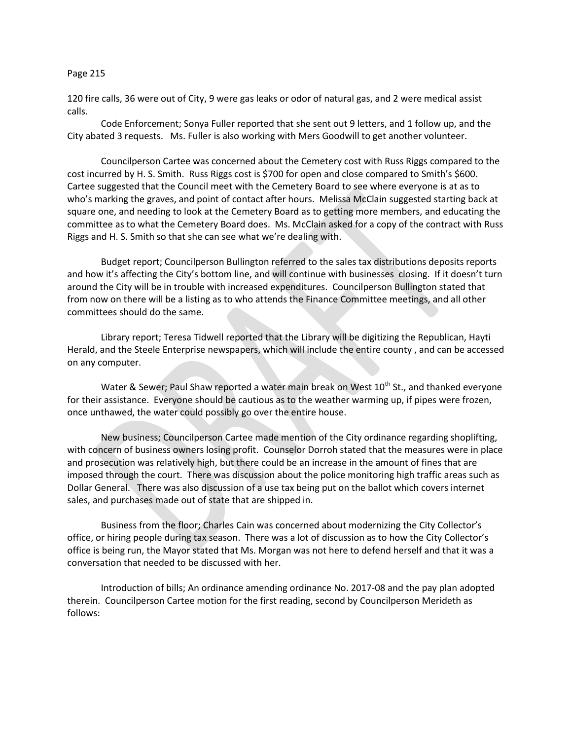120 fire calls, 36 were out of City, 9 were gas leaks or odor of natural gas, and 2 were medical assist calls.

Code Enforcement; Sonya Fuller reported that she sent out 9 letters, and 1 follow up, and the City abated 3 requests. Ms. Fuller is also working with Mers Goodwill to get another volunteer.

Councilperson Cartee was concerned about the Cemetery cost with Russ Riggs compared to the cost incurred by H. S. Smith. Russ Riggs cost is $700 for open and close compared to Smith's $600. Cartee suggested that the Council meet with the Cemetery Board to see where everyone is at as to who's marking the graves, and point of contact after hours. Melissa McClain suggested starting back at square one, and needing to look at the Cemetery Board as to getting more members, and educating the committee as to what the Cemetery Board does. Ms. McClain asked for a copy of the contract with Russ Riggs and H. S. Smith so that she can see what we're dealing with.

Budget report; Councilperson Bullington referred to the sales tax distributions deposits reports and how it's affecting the City's bottom line, and will continue with businesses closing. If it doesn't turn around the City will be in trouble with increased expenditures. Councilperson Bullington stated that from now on there will be a listing as to who attends the Finance Committee meetings, and all other committees should do the same.

Library report; Teresa Tidwell reported that the Library will be digitizing the Republican, Hayti Herald, and the Steele Enterprise newspapers, which will include the entire county , and can be accessed on any computer.

Water & Sewer; Paul Shaw reported a water main break on West 10th St., and thanked everyone for their assistance. Everyone should be cautious as to the weather warming up, if pipes were frozen, once unthawed, the water could possibly go over the entire house.

New business; Councilperson Cartee made mention of the City ordinance regarding shoplifting, with concern of business owners losing profit. Counselor Dorroh stated that the measures were in place and prosecution was relatively high, but there could be an increase in the amount of fines that are imposed through the court. There was discussion about the police monitoring high traffic areas such as Dollar General. There was also discussion of a use tax being put on the ballot which covers internet sales, and purchases made out of state that are shipped in.

Business from the floor; Charles Cain was concerned about modernizing the City Collector's office, or hiring people during tax season. There was a lot of discussion as to how the City Collector's office is being run, the Mayor stated that Ms. Morgan was not here to defend herself and that it was a conversation that needed to be discussed with her.

Introduction of bills; An ordinance amending ordinance No. 2017-08 and the pay plan adopted therein. Councilperson Cartee motion for the first reading, second by Councilperson Merideth as follows: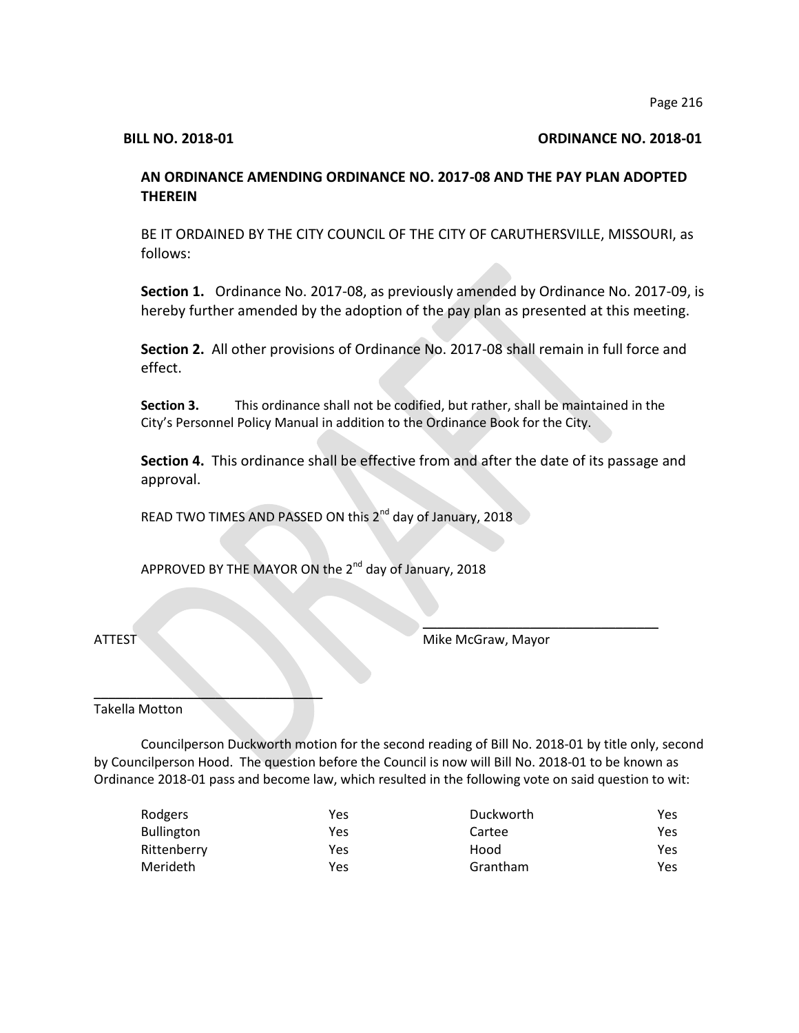**BILL NO. 2018-01** **ORDINANCE NO. 2018-01**

**AN ORDINANCE AMENDING ORDINANCE NO. 2017-08 AND THE PAY PLAN ADOPTED THEREIN**

BE IT ORDAINED BY THE CITY COUNCIL OF THE CITY OF CARUTHERSVILLE, MISSOURI, as follows:

**Section 1.** Ordinance No. 2017-08, as previously amended by Ordinance No. 2017-09, is hereby further amended by the adoption of the pay plan as presented at this meeting.

**Section 2.** All other provisions of Ordinance No. 2017-08 shall remain in full force and effect.

**Section 3.** This ordinance shall not be codified, but rather, shall be maintained in the City's Personnel Policy Manual in addition to the Ordinance Book for the City.

**Section 4.** This ordinance shall be effective from and after the date of its passage and approval.

READ TWO TIMES AND PASSED ON this 2nd day of January, 2018

APPROVED BY THE MAYOR ON the 2nd day of January, 2018

ATTEST

\_\_\_\_\_\_\_\_\_\_\_\_\_\_\_\_\_\_\_\_\_\_\_\_\_\_\_\_\_\_\_\_
Mike McGraw, Mayor

\_\_\_\_\_\_\_\_\_\_\_\_\_\_\_\_\_\_\_\_\_\_\_\_\_\_\_\_\_\_\_\_
Takella Motton

Councilperson Duckworth motion for the second reading of Bill No. 2018-01 by title only, second by Councilperson Hood. The question before the Council is now will Bill No. 2018-01 to be known as Ordinance 2018-01 pass and become law, which resulted in the following vote on said question to wit:

| | | | |
|---|---|---|---|
| Rodgers | Yes | Duckworth | Yes |
| Bullington | Yes | Cartee | Yes |
| Rittenberry | Yes | Hood | Yes |
| Merideth | Yes | Grantham | Yes |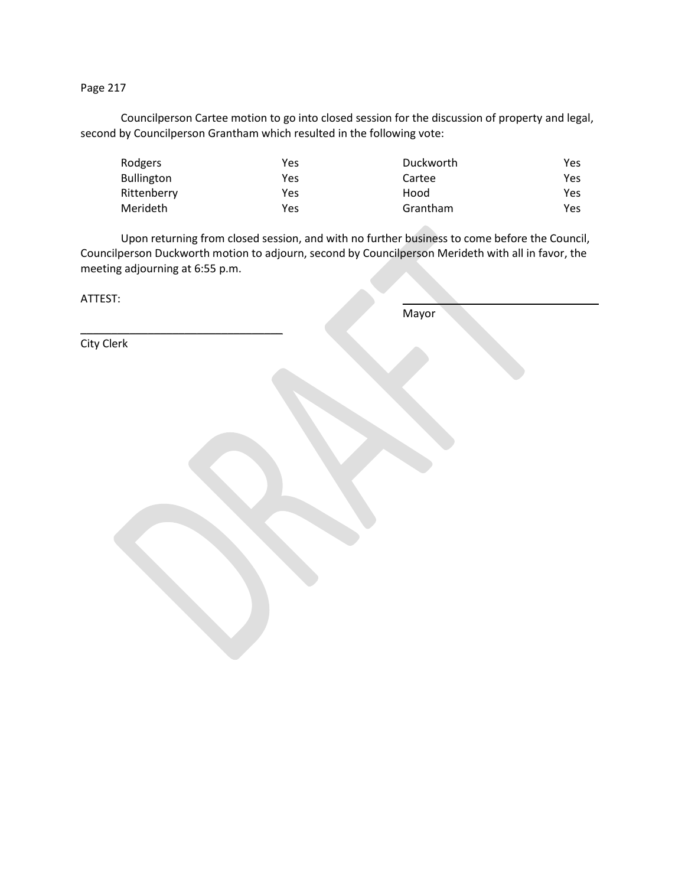Councilperson Cartee motion to go into closed session for the discussion of property and legal, second by Councilperson Grantham which resulted in the following vote:

| | | | |
|---|---|---|---|
| Rodgers | Yes | Duckworth | Yes |
| Bullington | Yes | Cartee | Yes |
| Rittenberry | Yes | Hood | Yes |
| Merideth | Yes | Grantham | Yes |

Upon returning from closed session, and with no further business to come before the Council, Councilperson Duckworth motion to adjourn, second by Councilperson Merideth with all in favor, the meeting adjourning at 6:55 p.m.

ATTEST:

\_\_\_\_\_\_\_\_\_\_\_\_\_\_\_\_\_\_\_\_\_\_\_\_\_\_\_\_\_\_\_\_
Mayor

\_\_\_\_\_\_\_\_\_\_\_\_\_\_\_\_\_\_\_\_\_\_\_\_\_\_\_\_\_\_\_\_
City Clerk

DRAFT